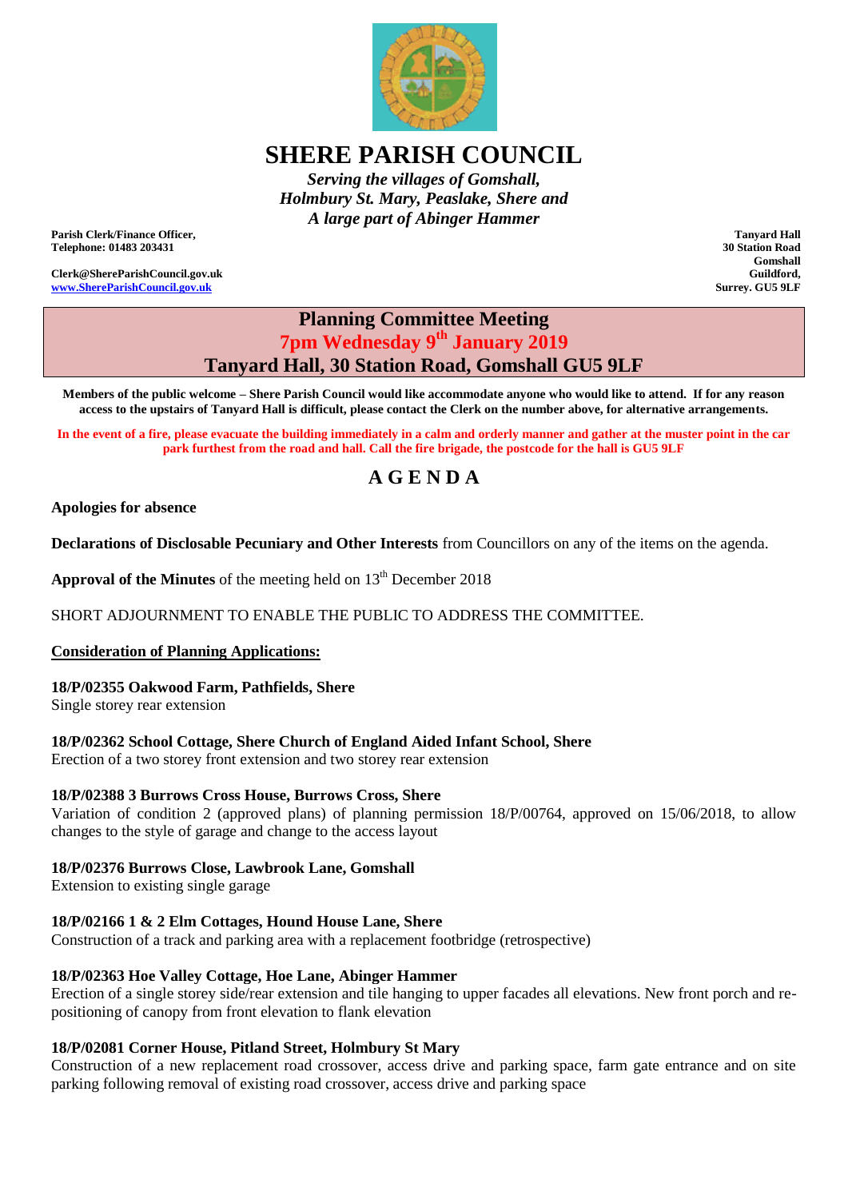# SHERE PARISH COUNCIL

*Serving the villages of Gomshall, Holmbury St. Mary, Peaslake, Shere and A large part of Abinger Hammer*

**Parish Clerk/Finance Officer,**
**Telephone: 01483 203431**

**Clerk@ShereParishCouncil.gov.uk**
**www.ShereParishCouncil.gov.uk**

**Tanyard Hall**
**30 Station Road**
**Gomshall**
**Guildford,**
**Surrey. GU5 9LF**

## Planning Committee Meeting
## 7pm Wednesday 9th January 2019
## Tanyard Hall, 30 Station Road, Gomshall GU5 9LF

**Members of the public welcome – Shere Parish Council would like accommodate anyone who would like to attend. If for any reason access to the upstairs of Tanyard Hall is difficult, please contact the Clerk on the number above, for alternative arrangements.**

**In the event of a fire, please evacuate the building immediately in a calm and orderly manner and gather at the muster point in the car park furthest from the road and hall. Call the fire brigade, the postcode for the hall is GU5 9LF**

## A G E N D A

**Apologies for absence**

**Declarations of Disclosable Pecuniary and Other Interests** from Councillors on any of the items on the agenda.

**Approval of the Minutes** of the meeting held on 13th December 2018

SHORT ADJOURNMENT TO ENABLE THE PUBLIC TO ADDRESS THE COMMITTEE.

**Consideration of Planning Applications:**

**18/P/02355 Oakwood Farm, Pathfields, Shere**
Single storey rear extension

**18/P/02362 School Cottage, Shere Church of England Aided Infant School, Shere**
Erection of a two storey front extension and two storey rear extension

**18/P/02388 3 Burrows Cross House, Burrows Cross, Shere**
Variation of condition 2 (approved plans) of planning permission 18/P/00764, approved on 15/06/2018, to allow changes to the style of garage and change to the access layout

**18/P/02376 Burrows Close, Lawbrook Lane, Gomshall**
Extension to existing single garage

**18/P/02166 1 & 2 Elm Cottages, Hound House Lane, Shere**
Construction of a track and parking area with a replacement footbridge (retrospective)

**18/P/02363 Hoe Valley Cottage, Hoe Lane, Abinger Hammer**
Erection of a single storey side/rear extension and tile hanging to upper facades all elevations. New front porch and re-positioning of canopy from front elevation to flank elevation

**18/P/02081 Corner House, Pitland Street, Holmbury St Mary**
Construction of a new replacement road crossover, access drive and parking space, farm gate entrance and on site parking following removal of existing road crossover, access drive and parking space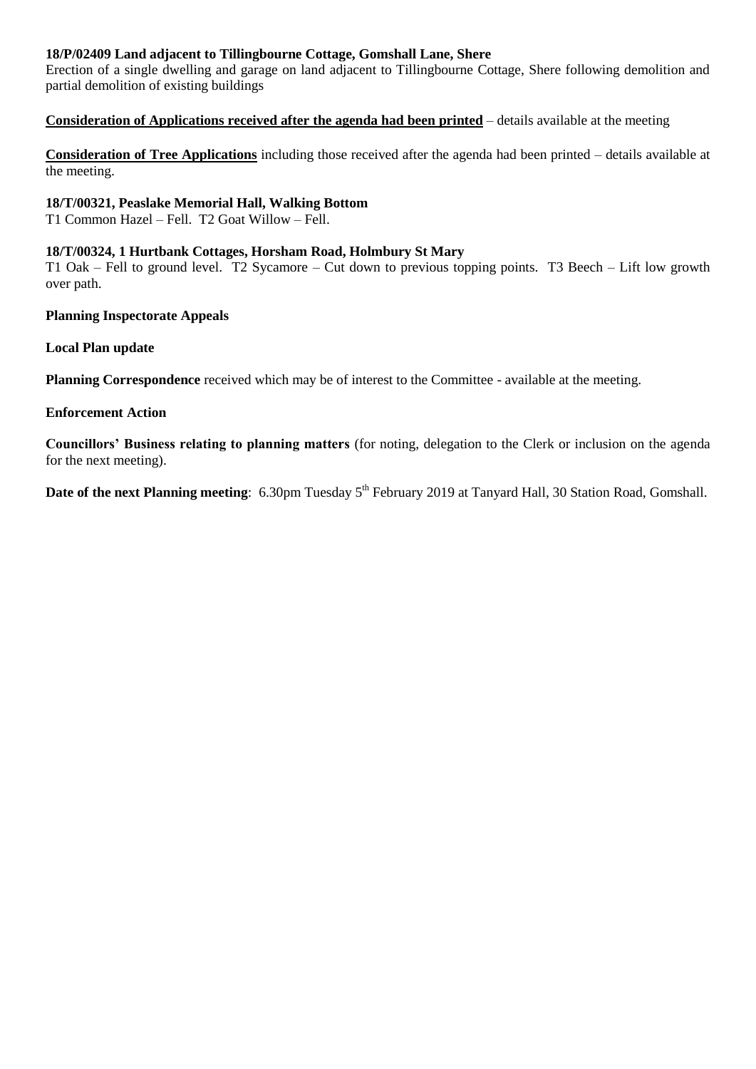**18/P/02409 Land adjacent to Tillingbourne Cottage, Gomshall Lane, Shere**
Erection of a single dwelling and garage on land adjacent to Tillingbourne Cottage, Shere following demolition and partial demolition of existing buildings

**Consideration of Applications received after the agenda had been printed** – details available at the meeting

**Consideration of Tree Applications** including those received after the agenda had been printed – details available at the meeting.

**18/T/00321, Peaslake Memorial Hall, Walking Bottom**
T1 Common Hazel – Fell. T2 Goat Willow – Fell.

**18/T/00324, 1 Hurtbank Cottages, Horsham Road, Holmbury St Mary**
T1 Oak – Fell to ground level. T2 Sycamore – Cut down to previous topping points. T3 Beech – Lift low growth over path.

**Planning Inspectorate Appeals**

**Local Plan update**

**Planning Correspondence** received which may be of interest to the Committee - available at the meeting.

**Enforcement Action**

**Councillors' Business relating to planning matters** (for noting, delegation to the Clerk or inclusion on the agenda for the next meeting).

**Date of the next Planning meeting**: 6.30pm Tuesday 5th February 2019 at Tanyard Hall, 30 Station Road, Gomshall.